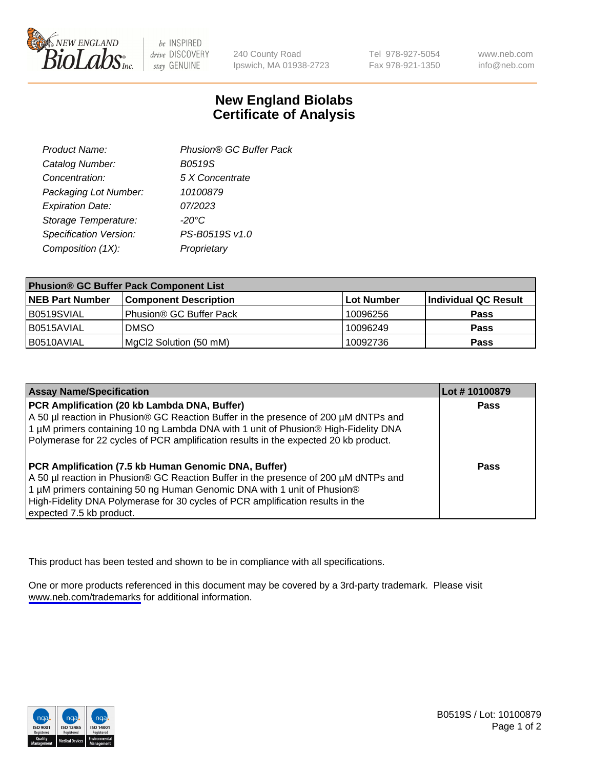NEW ENGLAND BioLabs Inc.

be INSPIRED drive DISCOVERY stay GENUINE

240 County Road
Ipswich, MA 01938-2723

Tel 978-927-5054
Fax 978-921-1350

www.neb.com
info@neb.com

# New England Biolabs
# Certificate of Analysis

| | |
|---|---|
| *Product Name:* | *Phusion® GC Buffer Pack* |
| *Catalog Number:* | *B0519S* |
| *Concentration:* | *5 X Concentrate* |
| *Packaging Lot Number:* | *10100879* |
| *Expiration Date:* | *07/2023* |
| *Storage Temperature:* | *-20°C* |
| *Specification Version:* | *PS-B0519S v1.0* |
| *Composition (1X):* | *Proprietary* |

| **Phusion® GC Buffer Pack Component List** | | | |
|---|---|---|---|
| **NEB Part Number** | **Component Description** | **Lot Number** | **Individual QC Result** |
| B0519SVIAL | Phusion® GC Buffer Pack | 10096256 | **Pass** |
| B0515AVIAL | DMSO | 10096249 | **Pass** |
| B0510AVIAL | $MgCl_2$ Solution (50 mM) | 10092736 | **Pass** |

| **Assay Name/Specification** | **Lot # 10100879** |
|---|---|
| **PCR Amplification (20 kb Lambda DNA, Buffer)** A 50 µl reaction in Phusion® GC Reaction Buffer in the presence of 200 µM dNTPs and 1 µM primers containing 10 ng Lambda DNA with 1 unit of Phusion® High-Fidelity DNA Polymerase for 22 cycles of PCR amplification results in the expected 20 kb product. | **Pass** |
| **PCR Amplification (7.5 kb Human Genomic DNA, Buffer)** A 50 µl reaction in Phusion® GC Reaction Buffer in the presence of 200 µM dNTPs and 1 µM primers containing 50 ng Human Genomic DNA with 1 unit of Phusion® High-Fidelity DNA Polymerase for 30 cycles of PCR amplification results in the expected 7.5 kb product. | **Pass** |

This product has been tested and shown to be in compliance with all specifications.

One or more products referenced in this document may be covered by a 3rd-party trademark. Please visit www.neb.com/trademarks for additional information.

B0519S / Lot: 10100879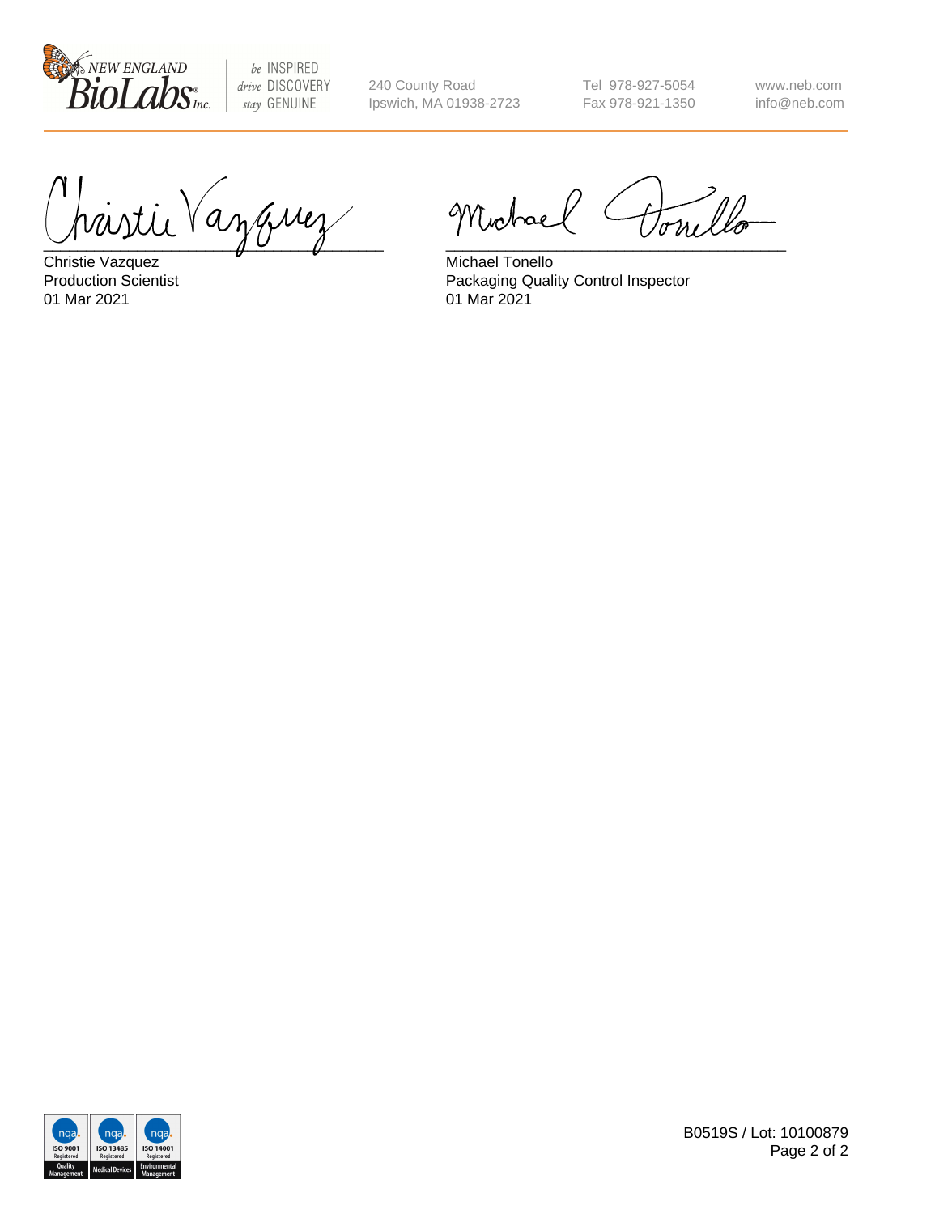Christie Vazquez
Production Scientist
01 Mar 2021

Michael Tonello
Packaging Quality Control Inspector
01 Mar 2021